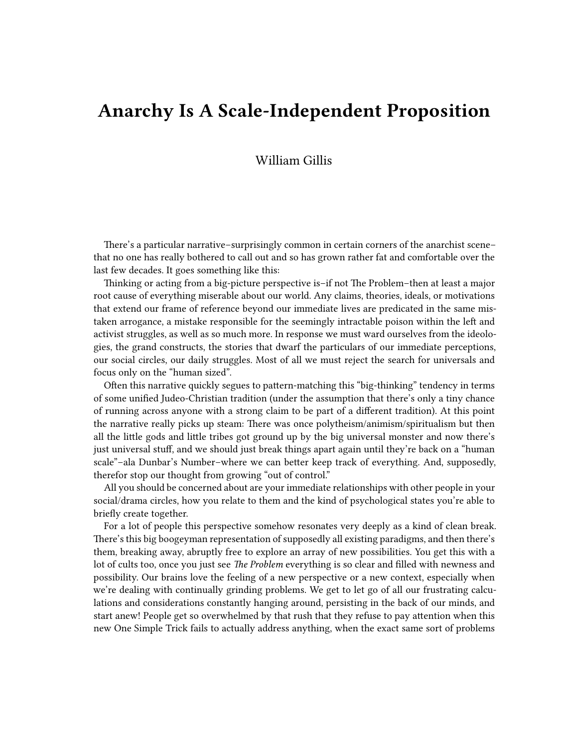# Anarchy Is A Scale-Independent Proposition

William Gillis

There's a particular narrative–surprisingly common in certain corners of the anarchist scene–that no one has really bothered to call out and so has grown rather fat and comfortable over the last few decades. It goes something like this:

Thinking or acting from a big-picture perspective is–if not The Problem–then at least a major root cause of everything miserable about our world. Any claims, theories, ideals, or motivations that extend our frame of reference beyond our immediate lives are predicated in the same mistaken arrogance, a mistake responsible for the seemingly intractable poison within the left and activist struggles, as well as so much more. In response we must ward ourselves from the ideologies, the grand constructs, the stories that dwarf the particulars of our immediate perceptions, our social circles, our daily struggles. Most of all we must reject the search for universals and focus only on the "human sized".

Often this narrative quickly segues to pattern-matching this "big-thinking" tendency in terms of some unified Judeo-Christian tradition (under the assumption that there's only a tiny chance of running across anyone with a strong claim to be part of a different tradition). At this point the narrative really picks up steam: There was once polytheism/animism/spiritualism but then all the little gods and little tribes got ground up by the big universal monster and now there's just universal stuff, and we should just break things apart again until they're back on a "human scale"–ala Dunbar's Number–where we can better keep track of everything. And, supposedly, therefor stop our thought from growing "out of control."

All you should be concerned about are your immediate relationships with other people in your social/drama circles, how you relate to them and the kind of psychological states you're able to briefly create together.

For a lot of people this perspective somehow resonates very deeply as a kind of clean break. There's this big boogeyman representation of supposedly all existing paradigms, and then there's them, breaking away, abruptly free to explore an array of new possibilities. You get this with a lot of cults too, once you just see *The Problem* everything is so clear and filled with newness and possibility. Our brains love the feeling of a new perspective or a new context, especially when we're dealing with continually grinding problems. We get to let go of all our frustrating calculations and considerations constantly hanging around, persisting in the back of our minds, and start anew! People get so overwhelmed by that rush that they refuse to pay attention when this new One Simple Trick fails to actually address anything, when the exact same sort of problems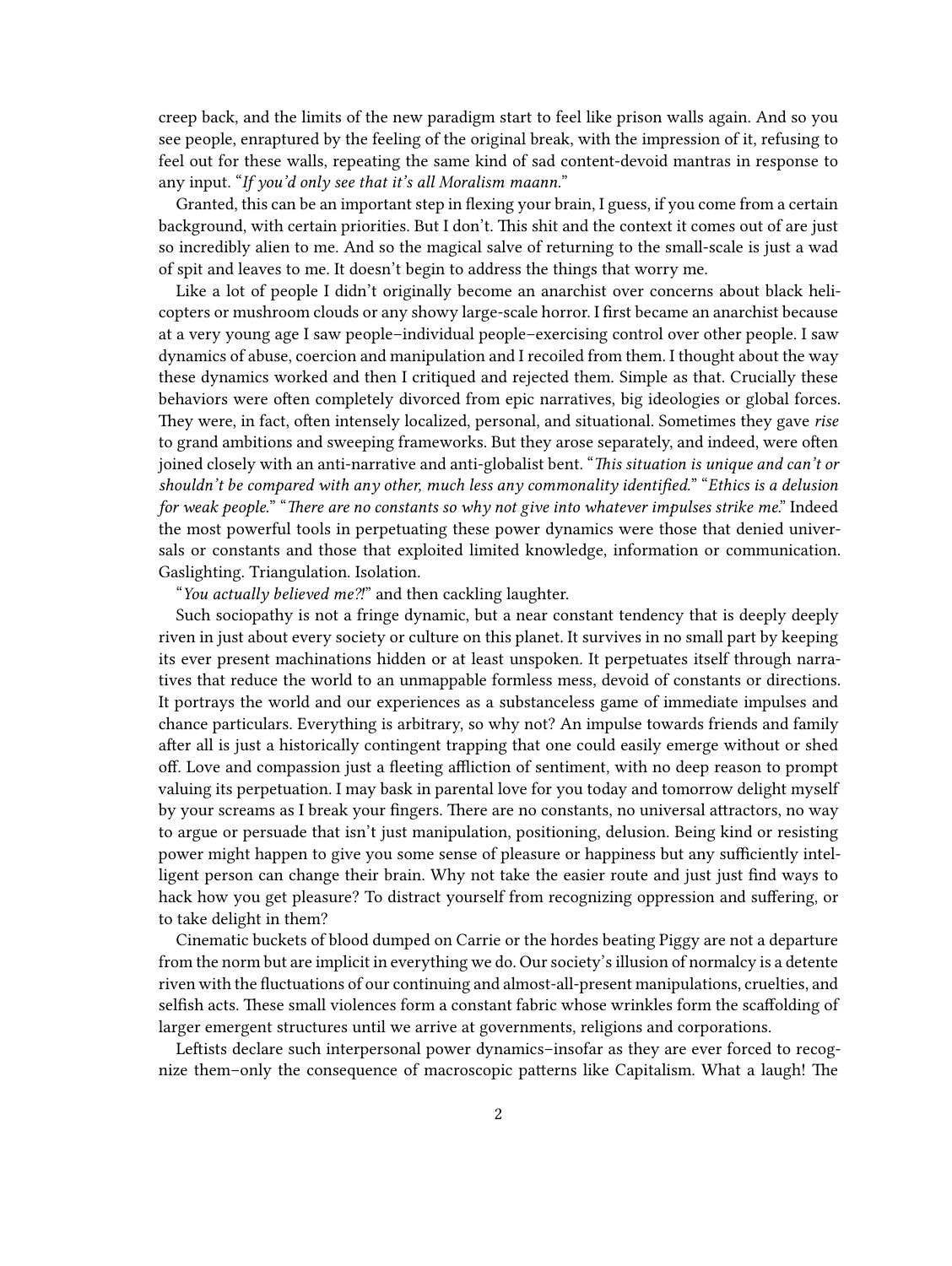creep back, and the limits of the new paradigm start to feel like prison walls again. And so you see people, enraptured by the feeling of the original break, with the impression of it, refusing to feel out for these walls, repeating the same kind of sad content-devoid mantras in response to any input. "*If you'd only see that it's all Moralism maann.*"

Granted, this can be an important step in flexing your brain, I guess, if you come from a certain background, with certain priorities. But I don't. This shit and the context it comes out of are just so incredibly alien to me. And so the magical salve of returning to the small-scale is just a wad of spit and leaves to me. It doesn't begin to address the things that worry me.

Like a lot of people I didn't originally become an anarchist over concerns about black helicopters or mushroom clouds or any showy large-scale horror. I first became an anarchist because at a very young age I saw people–individual people–exercising control over other people. I saw dynamics of abuse, coercion and manipulation and I recoiled from them. I thought about the way these dynamics worked and then I critiqued and rejected them. Simple as that. Crucially these behaviors were often completely divorced from epic narratives, big ideologies or global forces. They were, in fact, often intensely localized, personal, and situational. Sometimes they gave *rise* to grand ambitions and sweeping frameworks. But they arose separately, and indeed, were often joined closely with an anti-narrative and anti-globalist bent. "*This situation is unique and can't or shouldn't be compared with any other, much less any commonality identified.*" "*Ethics is a delusion for weak people.*" "*There are no constants so why not give into whatever impulses strike me.*" Indeed the most powerful tools in perpetuating these power dynamics were those that denied universals or constants and those that exploited limited knowledge, information or communication. Gaslighting. Triangulation. Isolation.

"*You actually believed me?!*" and then cackling laughter.

Such sociopathy is not a fringe dynamic, but a near constant tendency that is deeply deeply riven in just about every society or culture on this planet. It survives in no small part by keeping its ever present machinations hidden or at least unspoken. It perpetuates itself through narratives that reduce the world to an unmappable formless mess, devoid of constants or directions. It portrays the world and our experiences as a substanceless game of immediate impulses and chance particulars. Everything is arbitrary, so why not? An impulse towards friends and family after all is just a historically contingent trapping that one could easily emerge without or shed off. Love and compassion just a fleeting affliction of sentiment, with no deep reason to prompt valuing its perpetuation. I may bask in parental love for you today and tomorrow delight myself by your screams as I break your fingers. There are no constants, no universal attractors, no way to argue or persuade that isn't just manipulation, positioning, delusion. Being kind or resisting power might happen to give you some sense of pleasure or happiness but any sufficiently intelligent person can change their brain. Why not take the easier route and just just find ways to hack how you get pleasure? To distract yourself from recognizing oppression and suffering, or to take delight in them?

Cinematic buckets of blood dumped on Carrie or the hordes beating Piggy are not a departure from the norm but are implicit in everything we do. Our society's illusion of normalcy is a detente riven with the fluctuations of our continuing and almost-all-present manipulations, cruelties, and selfish acts. These small violences form a constant fabric whose wrinkles form the scaffolding of larger emergent structures until we arrive at governments, religions and corporations.

Leftists declare such interpersonal power dynamics–insofar as they are ever forced to recognize them–only the consequence of macroscopic patterns like Capitalism. What a laugh! The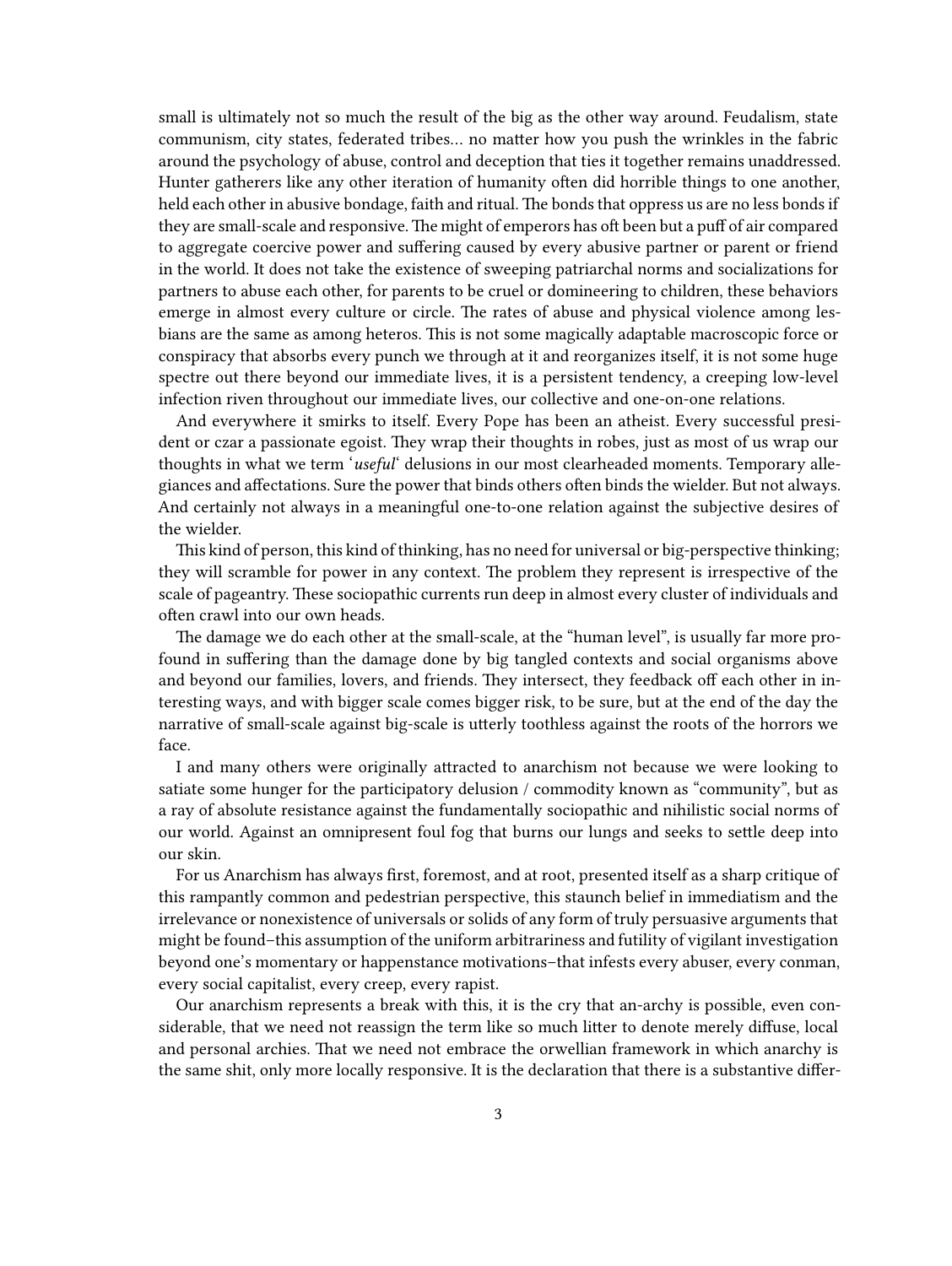small is ultimately not so much the result of the big as the other way around. Feudalism, state communism, city states, federated tribes… no matter how you push the wrinkles in the fabric around the psychology of abuse, control and deception that ties it together remains unaddressed. Hunter gatherers like any other iteration of humanity often did horrible things to one another, held each other in abusive bondage, faith and ritual. The bonds that oppress us are no less bonds if they are small-scale and responsive. The might of emperors has oft been but a puff of air compared to aggregate coercive power and suffering caused by every abusive partner or parent or friend in the world. It does not take the existence of sweeping patriarchal norms and socializations for partners to abuse each other, for parents to be cruel or domineering to children, these behaviors emerge in almost every culture or circle. The rates of abuse and physical violence among lesbians are the same as among heteros. This is not some magically adaptable macroscopic force or conspiracy that absorbs every punch we through at it and reorganizes itself, it is not some huge spectre out there beyond our immediate lives, it is a persistent tendency, a creeping low-level infection riven throughout our immediate lives, our collective and one-on-one relations.

And everywhere it smirks to itself. Every Pope has been an atheist. Every successful president or czar a passionate egoist. They wrap their thoughts in robes, just as most of us wrap our thoughts in what we term '*useful*' delusions in our most clearheaded moments. Temporary allegiances and affectations. Sure the power that binds others often binds the wielder. But not always. And certainly not always in a meaningful one-to-one relation against the subjective desires of the wielder.

This kind of person, this kind of thinking, has no need for universal or big-perspective thinking; they will scramble for power in any context. The problem they represent is irrespective of the scale of pageantry. These sociopathic currents run deep in almost every cluster of individuals and often crawl into our own heads.

The damage we do each other at the small-scale, at the "human level", is usually far more profound in suffering than the damage done by big tangled contexts and social organisms above and beyond our families, lovers, and friends. They intersect, they feedback off each other in interesting ways, and with bigger scale comes bigger risk, to be sure, but at the end of the day the narrative of small-scale against big-scale is utterly toothless against the roots of the horrors we face.

I and many others were originally attracted to anarchism not because we were looking to satiate some hunger for the participatory delusion / commodity known as "community", but as a ray of absolute resistance against the fundamentally sociopathic and nihilistic social norms of our world. Against an omnipresent foul fog that burns our lungs and seeks to settle deep into our skin.

For us Anarchism has always first, foremost, and at root, presented itself as a sharp critique of this rampantly common and pedestrian perspective, this staunch belief in immediatism and the irrelevance or nonexistence of universals or solids of any form of truly persuasive arguments that might be found–this assumption of the uniform arbitrariness and futility of vigilant investigation beyond one's momentary or happenstance motivations–that infests every abuser, every conman, every social capitalist, every creep, every rapist.

Our anarchism represents a break with this, it is the cry that an-archy is possible, even considerable, that we need not reassign the term like so much litter to denote merely diffuse, local and personal archies. That we need not embrace the orwellian framework in which anarchy is the same shit, only more locally responsive. It is the declaration that there is a substantive differ-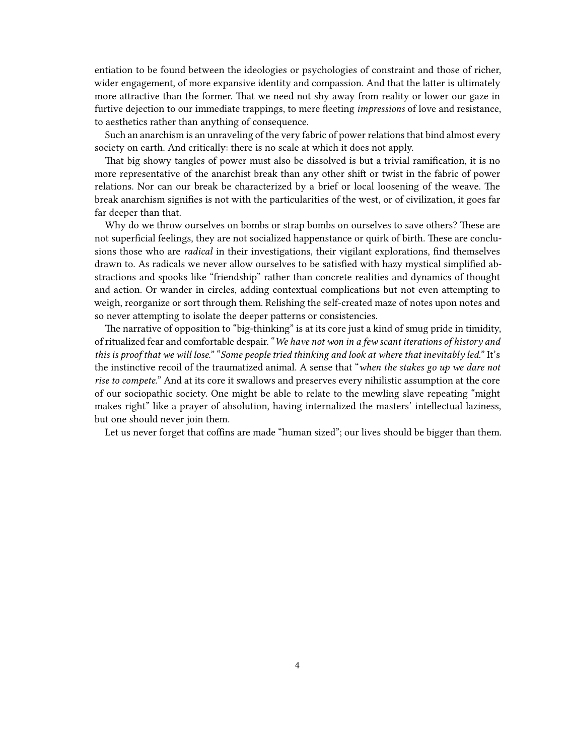entiation to be found between the ideologies or psychologies of constraint and those of richer, wider engagement, of more expansive identity and compassion. And that the latter is ultimately more attractive than the former. That we need not shy away from reality or lower our gaze in furtive dejection to our immediate trappings, to mere fleeting *impressions* of love and resistance, to aesthetics rather than anything of consequence.

Such an anarchism is an unraveling of the very fabric of power relations that bind almost every society on earth. And critically: there is no scale at which it does not apply.

That big showy tangles of power must also be dissolved is but a trivial ramification, it is no more representative of the anarchist break than any other shift or twist in the fabric of power relations. Nor can our break be characterized by a brief or local loosening of the weave. The break anarchism signifies is not with the particularities of the west, or of civilization, it goes far far deeper than that.

Why do we throw ourselves on bombs or strap bombs on ourselves to save others? These are not superficial feelings, they are not socialized happenstance or quirk of birth. These are conclusions those who are *radical* in their investigations, their vigilant explorations, find themselves drawn to. As radicals we never allow ourselves to be satisfied with hazy mystical simplified abstractions and spooks like "friendship" rather than concrete realities and dynamics of thought and action. Or wander in circles, adding contextual complications but not even attempting to weigh, reorganize or sort through them. Relishing the self-created maze of notes upon notes and so never attempting to isolate the deeper patterns or consistencies.

The narrative of opposition to "big-thinking" is at its core just a kind of smug pride in timidity, of ritualized fear and comfortable despair. "*We have not won in a few scant iterations of history and this is proof that we will lose.*" "*Some people tried thinking and look at where that inevitably led.*" It's the instinctive recoil of the traumatized animal. A sense that "*when the stakes go up we dare not rise to compete.*" And at its core it swallows and preserves every nihilistic assumption at the core of our sociopathic society. One might be able to relate to the mewling slave repeating "might makes right" like a prayer of absolution, having internalized the masters' intellectual laziness, but one should never join them.

Let us never forget that coffins are made "human sized"; our lives should be bigger than them.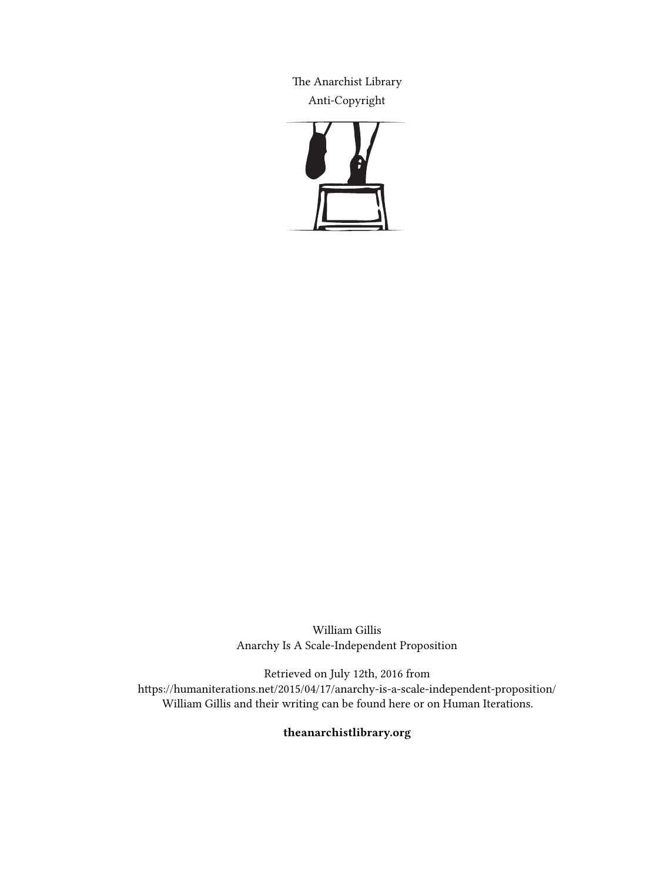The Anarchist Library

Anti-Copyright

William Gillis

Anarchy Is A Scale-Independent Proposition

Retrieved on July 12th, 2016 from

https://humaniterations.net/2015/04/17/anarchy-is-a-scale-independent-proposition/

William Gillis and their writing can be found here or on Human Iterations.

**theanarchistlibrary.org**